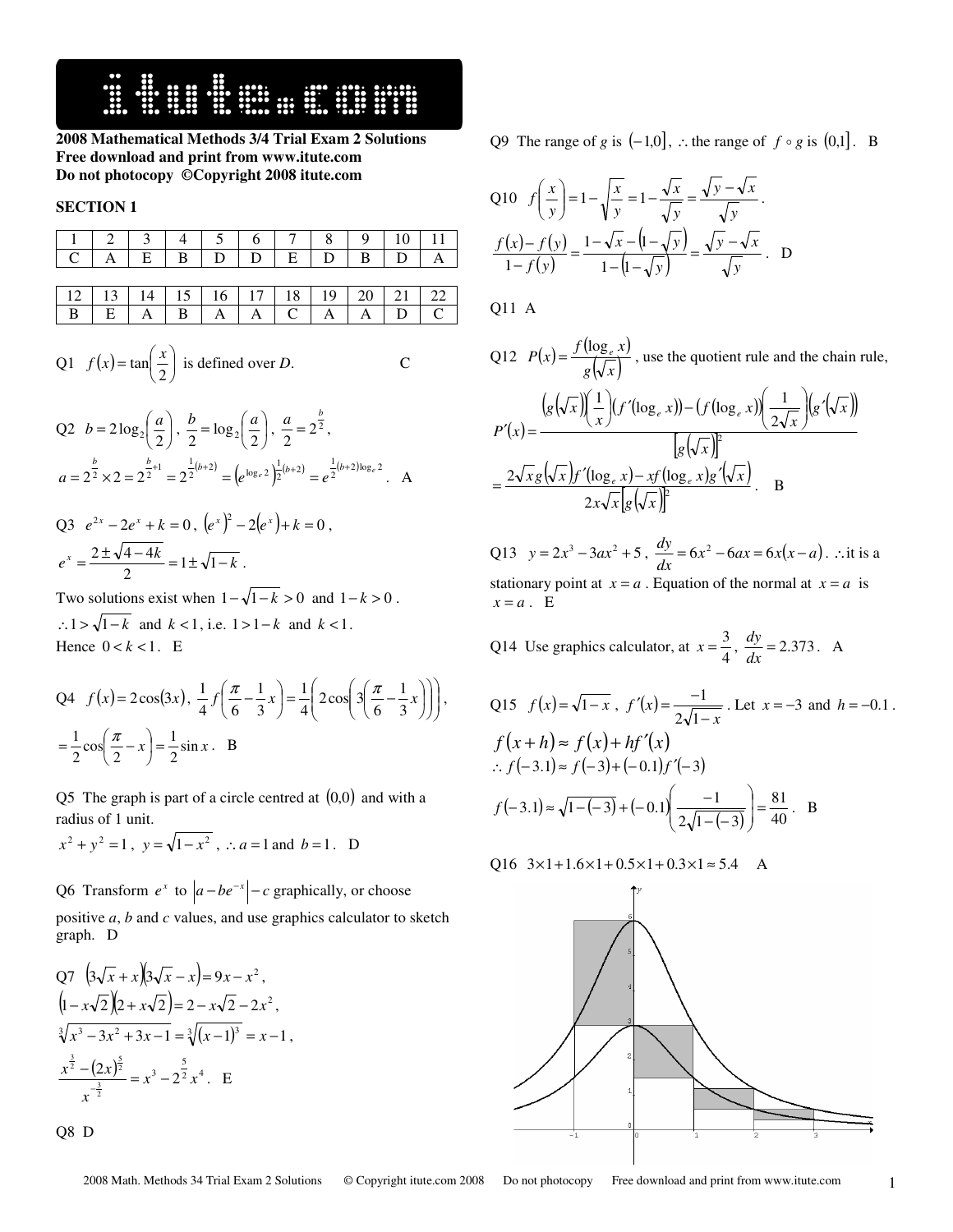**2008 Mathematical Methods 3/4 Trial Exam 2 Solutions**
**Free download and print from www.itute.com**
**Do not photocopy ©Copyright 2008 itute.com**

## SECTION 1

| 1 | 2 | 3 | 4 | 5 | 6 | 7 | 8 | 9 | 10 | 11 |
|---|---|---|---|---|---|---|---|---|---|---|
| C | A | E | B | D | D | E | D | B | D | A |

| 12 | 13 | 14 | 15 | 16 | 17 | 18 | 19 | 20 | 21 | 22 |
|---|---|---|---|---|---|---|---|---|---|---|
| B | E | A | B | A | A | C | A | A | D | C |

Q1 $f(x)=\tan\left(\frac{x}{2}\right)$ is defined over *D*. C

Q2 $b=2\log_2\left(\frac{a}{2}\right)$, $\frac{b}{2}=\log_2\left(\frac{a}{2}\right)$, $\frac{a}{2}=2^{\frac{b}{2}}$,

$a=2^{\frac{b}{2}}\times 2=2^{\frac{b}{2}+1}=2^{\frac{1}{2}(b+2)}=\left(e^{\log_e 2}\right)^{\frac{1}{2}(b+2)}=e^{\frac{1}{2}(b+2)\log_e 2}$. A

Q3 $e^{2x}-2e^x+k=0$, $\left(e^x\right)^2-2\left(e^x\right)+k=0$,

$e^x=\frac{2\pm\sqrt{4-4k}}{2}=1\pm\sqrt{1-k}$.

Two solutions exist when $1-\sqrt{1-k}>0$ and $1-k>0$.

$\therefore 1>\sqrt{1-k}$ and $k<1$, i.e. $1>1-k$ and $k<1$.

Hence $0<k<1$. E

Q4 $f(x)=2\cos(3x)$, $\frac{1}{4}f\left(\frac{\pi}{6}-\frac{1}{3}x\right)=\frac{1}{4}\left(2\cos\left(3\left(\frac{\pi}{6}-\frac{1}{3}x\right)\right)\right)$,

$=\frac{1}{2}\cos\left(\frac{\pi}{2}-x\right)=\frac{1}{2}\sin x$. B

Q5 The graph is part of a circle centred at $(0,0)$ and with a radius of 1 unit.

$x^2+y^2=1$, $y=\sqrt{1-x^2}$, $\therefore a=1$ and $b=1$. D

Q6 Transform $e^x$ to $\left|a-be^{-x}\right|-c$ graphically, or choose positive *a*, *b* and *c* values, and use graphics calculator to sketch graph. D

Q7 $\left(3\sqrt{x}+x\right)\left(3\sqrt{x}-x\right)=9x-x^2$,

$\left(1-x\sqrt{2}\right)\left(2+x\sqrt{2}\right)=2-x\sqrt{2}-2x^2$,

$\sqrt[3]{x^3-3x^2+3x-1}=\sqrt[3]{(x-1)^3}=x-1$,

$\frac{x^{\frac{3}{2}}-(2x)^{\frac{5}{2}}}{x^{-\frac{3}{2}}}=x^3-2^{\frac{5}{2}}x^4$. E

Q8 D

Q9 The range of *g* is $(-1,0]$, $\therefore$ the range of $f\circ g$ is $(0,1]$. B

Q10 $f\left(\frac{x}{y}\right)=1-\sqrt{\frac{x}{y}}=1-\frac{\sqrt{x}}{\sqrt{y}}=\frac{\sqrt{y}-\sqrt{x}}{\sqrt{y}}$.

$\frac{f(x)-f(y)}{1-f(y)}=\frac{1-\sqrt{x}-\left(1-\sqrt{y}\right)}{1-\left(1-\sqrt{y}\right)}=\frac{\sqrt{y}-\sqrt{x}}{\sqrt{y}}$. D

Q11 A

Q12 $P(x)=\frac{f(\log_e x)}{g\left(\sqrt{x}\right)}$, use the quotient rule and the chain rule,

$$P'(x)=\frac{\left(g\left(\sqrt{x}\right)\right)\left(\frac{1}{x}\right)\left(f'(\log_e x)\right)-\left(f(\log_e x)\right)\left(\frac{1}{2\sqrt{x}}\right)\left(g'\left(\sqrt{x}\right)\right)}{\left[g\left(\sqrt{x}\right)\right]^2}$$

$$=\frac{2\sqrt{x}g\left(\sqrt{x}\right)f'(\log_e x)-xf(\log_e x)g'\left(\sqrt{x}\right)}{2x\sqrt{x}\left[g\left(\sqrt{x}\right)\right]^2}.\quad \text{B}$$

Q13 $y=2x^3-3ax^2+5$, $\frac{dy}{dx}=6x^2-6ax=6x(x-a)$. $\therefore$ it is a stationary point at $x=a$. Equation of the normal at $x=a$ is $x=a$. E

Q14 Use graphics calculator, at $x=\frac{3}{4}$, $\frac{dy}{dx}=2.373$. A

Q15 $f(x)=\sqrt{1-x}$, $f'(x)=\frac{-1}{2\sqrt{1-x}}$. Let $x=-3$ and $h=-0.1$.

$f(x+h)\approx f(x)+hf'(x)$

$\therefore f(-3.1)\approx f(-3)+(-0.1)f'(-3)$

$f(-3.1)\approx\sqrt{1-(-3)}+(-0.1)\left(\frac{-1}{2\sqrt{1-(-3)}}\right)=\frac{81}{40}$. B

Q16 $3\times1+1.6\times1+0.5\times1+0.3\times1\approx5.4$ A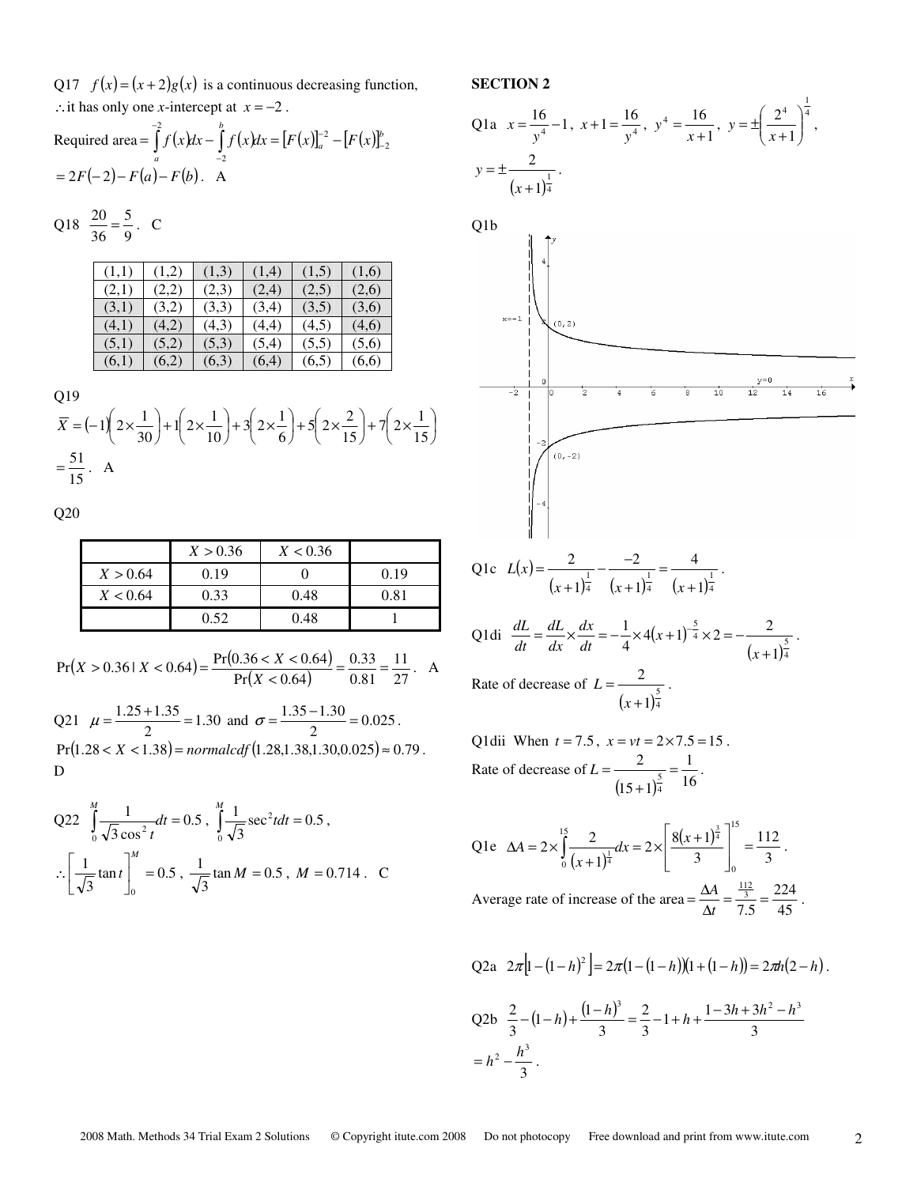Q17 $f(x)=(x+2)g(x)$ is a continuous decreasing function, $\therefore$ it has only one $x$-intercept at $x=-2$.

Required area $=\int_a^{-2} f(x)dx - \int_{-2}^{b} f(x)dx = [F(x)]_a^{-2} - [F(x)]_{-2}^{b}$

$=2F(-2)-F(a)-F(b)$. A

Q18 $\frac{20}{36}=\frac{5}{9}$. C

| | | | | | |
|---|---|---|---|---|---|
| (1,1) | (1,2) | (1,3) | (1,4) | (1,5) | (1,6) |
| (2,1) | (2,2) | (2,3) | (2,4) | (2,5) | (2,6) |
| (3,1) | (3,2) | (3,3) | (3,4) | (3,5) | (3,6) |
| (4,1) | (4,2) | (4,3) | (4,4) | (4,5) | (4,6) |
| (5,1) | (5,2) | (5,3) | (5,4) | (5,5) | (5,6) |
| (6,1) | (6,2) | (6,3) | (6,4) | (6,5) | (6,6) |

Q19

$\overline{X}=(-1)\left(2\times\frac{1}{30}\right)+1\left(2\times\frac{1}{10}\right)+3\left(2\times\frac{1}{6}\right)+5\left(2\times\frac{2}{15}\right)+7\left(2\times\frac{1}{15}\right)$

$=\frac{51}{15}$. A

Q20

| | $X>0.36$ | $X<0.36$ | |
|---|---|---|---|
| $X>0.64$ | 0.19 | 0 | 0.19 |
| $X<0.64$ | 0.33 | 0.48 | 0.81 |
| | 0.52 | 0.48 | 1 |

$\Pr(X>0.36 \mid X<0.64)=\frac{\Pr(0.36<X<0.64)}{\Pr(X<0.64)}=\frac{0.33}{0.81}=\frac{11}{27}$. A

Q21 $\mu=\frac{1.25+1.35}{2}=1.30$ and $\sigma=\frac{1.35-1.30}{2}=0.025$.

$\Pr(1.28<X<1.38)=normalcdf(1.28,1.38,1.30,0.025)\approx 0.79$. D

Q22 $\int_0^M \frac{1}{\sqrt{3}\cos^2 t}dt=0.5$, $\int_0^M \frac{1}{\sqrt{3}}\sec^2 t\,dt=0.5$,

$\therefore \left[\frac{1}{\sqrt{3}}\tan t\right]_0^M=0.5$, $\frac{1}{\sqrt{3}}\tan M=0.5$, $M=0.714$. C

## SECTION 2

Q1a $x=\frac{16}{y^4}-1$, $x+1=\frac{16}{y^4}$, $y^4=\frac{16}{x+1}$, $y=\pm\left(\frac{2^4}{x+1}\right)^{\frac{1}{4}}$,

$y=\pm\frac{2}{(x+1)^{\frac{1}{4}}}$.

Q1b

Q1c $L(x)=\frac{2}{(x+1)^{\frac{1}{4}}}-\frac{-2}{(x+1)^{\frac{1}{4}}}=\frac{4}{(x+1)^{\frac{1}{4}}}$.

Q1di $\frac{dL}{dt}=\frac{dL}{dx}\times\frac{dx}{dt}=-\frac{1}{4}\times 4(x+1)^{-\frac{5}{4}}\times 2=-\frac{2}{(x+1)^{\frac{5}{4}}}$.

Rate of decrease of $L=\frac{2}{(x+1)^{\frac{5}{4}}}$.

Q1dii When $t=7.5$, $x=vt=2\times 7.5=15$.

Rate of decrease of $L=\frac{2}{(15+1)^{\frac{5}{4}}}=\frac{1}{16}$.

Q1e $\Delta A=2\times\int_0^{15}\frac{2}{(x+1)^{\frac{1}{4}}}dx=2\times\left[\frac{8(x+1)^{\frac{3}{4}}}{3}\right]_0^{15}=\frac{112}{3}$.

Average rate of increase of the area $=\frac{\Delta A}{\Delta t}=\frac{\frac{112}{3}}{7.5}=\frac{224}{45}$.

Q2a $2\pi\left[1-(1-h)^2\right]=2\pi(1-(1-h))(1+(1-h))=2\pi h(2-h)$.

Q2b $\frac{2}{3}-(1-h)+\frac{(1-h)^3}{3}=\frac{2}{3}-1+h+\frac{1-3h+3h^2-h^3}{3}$

$=h^2-\frac{h^3}{3}$.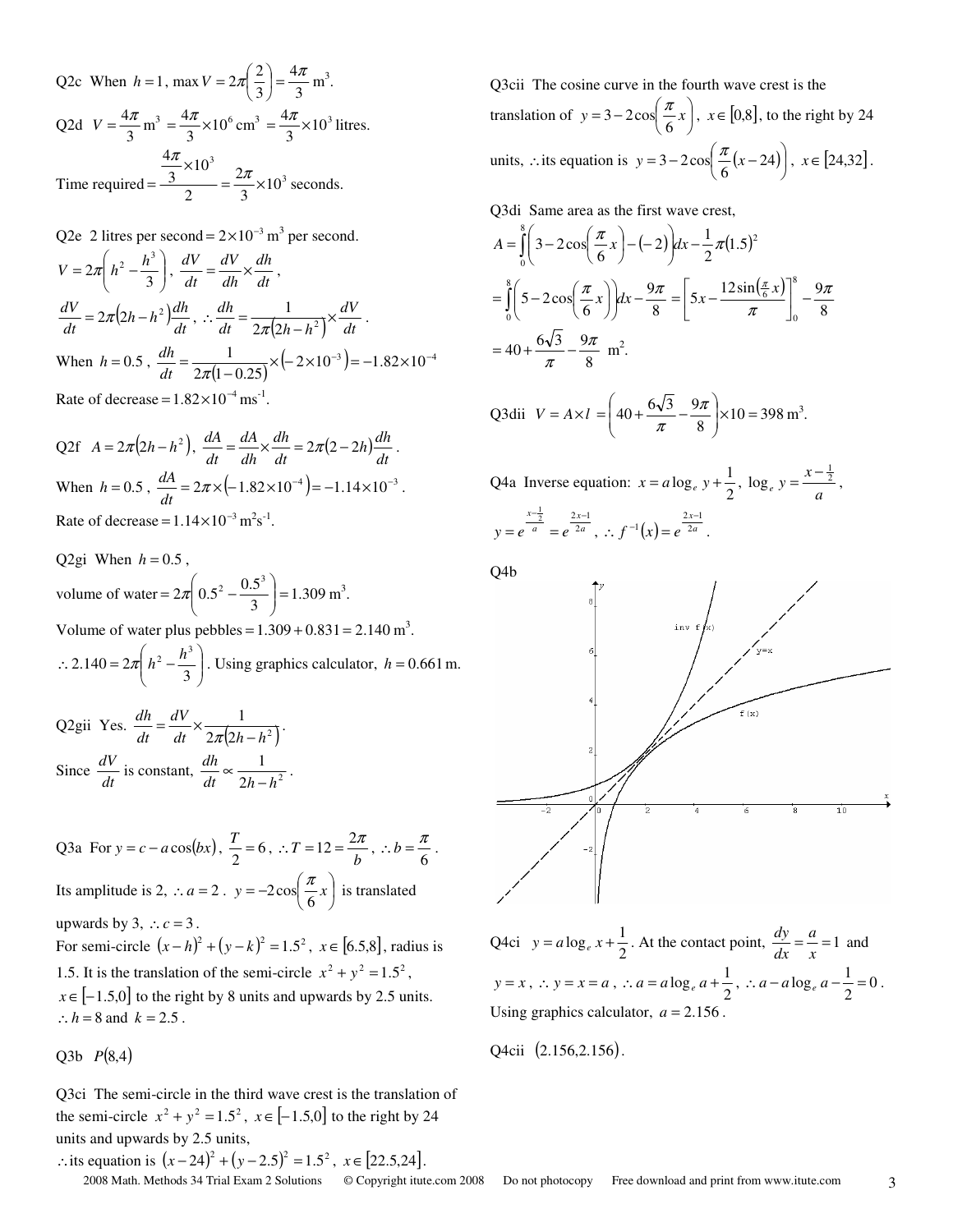Q2c When $h = 1$, $\max V = 2\pi\left(\frac{2}{3}\right) = \frac{4\pi}{3}$ m$^3$.

Q2d $V = \frac{4\pi}{3}$ m$^3$ $= \frac{4\pi}{3}\times 10^6$ cm$^3$ $= \frac{4\pi}{3}\times 10^3$ litres.

Time required $= \dfrac{\frac{4\pi}{3}\times 10^3}{2} = \frac{2\pi}{3}\times 10^3$ seconds.

Q2e 2 litres per second $= 2\times 10^{-3}$ m$^3$ per second.

$V = 2\pi\left(h^2 - \frac{h^3}{3}\right)$, $\frac{dV}{dt} = \frac{dV}{dh}\times\frac{dh}{dt}$,

$\frac{dV}{dt} = 2\pi\left(2h - h^2\right)\frac{dh}{dt}$, $\therefore \frac{dh}{dt} = \frac{1}{2\pi\left(2h - h^2\right)}\times\frac{dV}{dt}$.

When $h = 0.5$, $\frac{dh}{dt} = \frac{1}{2\pi(1 - 0.25)}\times\left(-2\times 10^{-3}\right) = -1.82\times 10^{-4}$

Rate of decrease $= 1.82\times 10^{-4}$ ms$^{-1}$.

Q2f $A = 2\pi\left(2h - h^2\right)$, $\frac{dA}{dt} = \frac{dA}{dh}\times\frac{dh}{dt} = 2\pi(2 - 2h)\frac{dh}{dt}$.

When $h = 0.5$, $\frac{dA}{dt} = 2\pi\times\left(-1.82\times 10^{-4}\right) = -1.14\times 10^{-3}$.

Rate of decrease $= 1.14\times 10^{-3}$ m$^2$s$^{-1}$.

Q2gi When $h = 0.5$,

volume of water $= 2\pi\left(0.5^2 - \frac{0.5^3}{3}\right) = 1.309$ m$^3$.

Volume of water plus pebbles $= 1.309 + 0.831 = 2.140$ m$^3$.

$\therefore 2.140 = 2\pi\left(h^2 - \frac{h^3}{3}\right)$. Using graphics calculator, $h = 0.661$ m.

Q2gii Yes. $\frac{dh}{dt} = \frac{dV}{dt}\times\frac{1}{2\pi\left(2h - h^2\right)}$.

Since $\frac{dV}{dt}$ is constant, $\frac{dh}{dt} \propto \frac{1}{2h - h^2}$.

Q3a For $y = c - a\cos(bx)$, $\frac{T}{2} = 6$, $\therefore T = 12 = \frac{2\pi}{b}$, $\therefore b = \frac{\pi}{6}$.

Its amplitude is 2, $\therefore a = 2$. $y = -2\cos\left(\frac{\pi}{6}x\right)$ is translated upwards by 3, $\therefore c = 3$.

For semi-circle $(x - h)^2 + (y - k)^2 = 1.5^2$, $x \in [6.5, 8]$, radius is 1.5. It is the translation of the semi-circle $x^2 + y^2 = 1.5^2$, $x \in [-1.5, 0]$ to the right by 8 units and upwards by 2.5 units. $\therefore h = 8$ and $k = 2.5$.

Q3b $P(8,4)$

Q3ci The semi-circle in the third wave crest is the translation of the semi-circle $x^2 + y^2 = 1.5^2$, $x \in [-1.5, 0]$ to the right by 24 units and upwards by 2.5 units,

$\therefore$ its equation is $(x - 24)^2 + (y - 2.5)^2 = 1.5^2$, $x \in [22.5, 24]$.

Q3cii The cosine curve in the fourth wave crest is the translation of $y = 3 - 2\cos\left(\frac{\pi}{6}x\right)$, $x \in [0, 8]$, to the right by 24 units, $\therefore$ its equation is $y = 3 - 2\cos\left(\frac{\pi}{6}(x - 24)\right)$, $x \in [24, 32]$.

Q3di Same area as the first wave crest,

$A = \int_0^8\left(3 - 2\cos\left(\frac{\pi}{6}x\right) - (-2)\right)dx - \frac{1}{2}\pi(1.5)^2$

$= \int_0^8\left(5 - 2\cos\left(\frac{\pi}{6}x\right)\right)dx - \frac{9\pi}{8} = \left[5x - \frac{12\sin\left(\frac{\pi}{6}x\right)}{\pi}\right]_0^8 - \frac{9\pi}{8}$

$= 40 + \frac{6\sqrt{3}}{\pi} - \frac{9\pi}{8}$ m$^2$.

Q3dii $V = A\times l = \left(40 + \frac{6\sqrt{3}}{\pi} - \frac{9\pi}{8}\right)\times 10 = 398$ m$^3$.

Q4a Inverse equation: $x = a\log_e y + \frac{1}{2}$, $\log_e y = \frac{x - \frac{1}{2}}{a}$,

$y = e^{\frac{x - \frac{1}{2}}{a}} = e^{\frac{2x - 1}{2a}}$, $\therefore f^{-1}(x) = e^{\frac{2x - 1}{2a}}$.

Q4b

Q4ci $y = a\log_e x + \frac{1}{2}$. At the contact point, $\frac{dy}{dx} = \frac{a}{x} = 1$ and $y = x$, $\therefore y = x = a$, $\therefore a = a\log_e a + \frac{1}{2}$, $\therefore a - a\log_e a - \frac{1}{2} = 0$.

Using graphics calculator, $a = 2.156$.

Q4cii $(2.156, 2.156)$.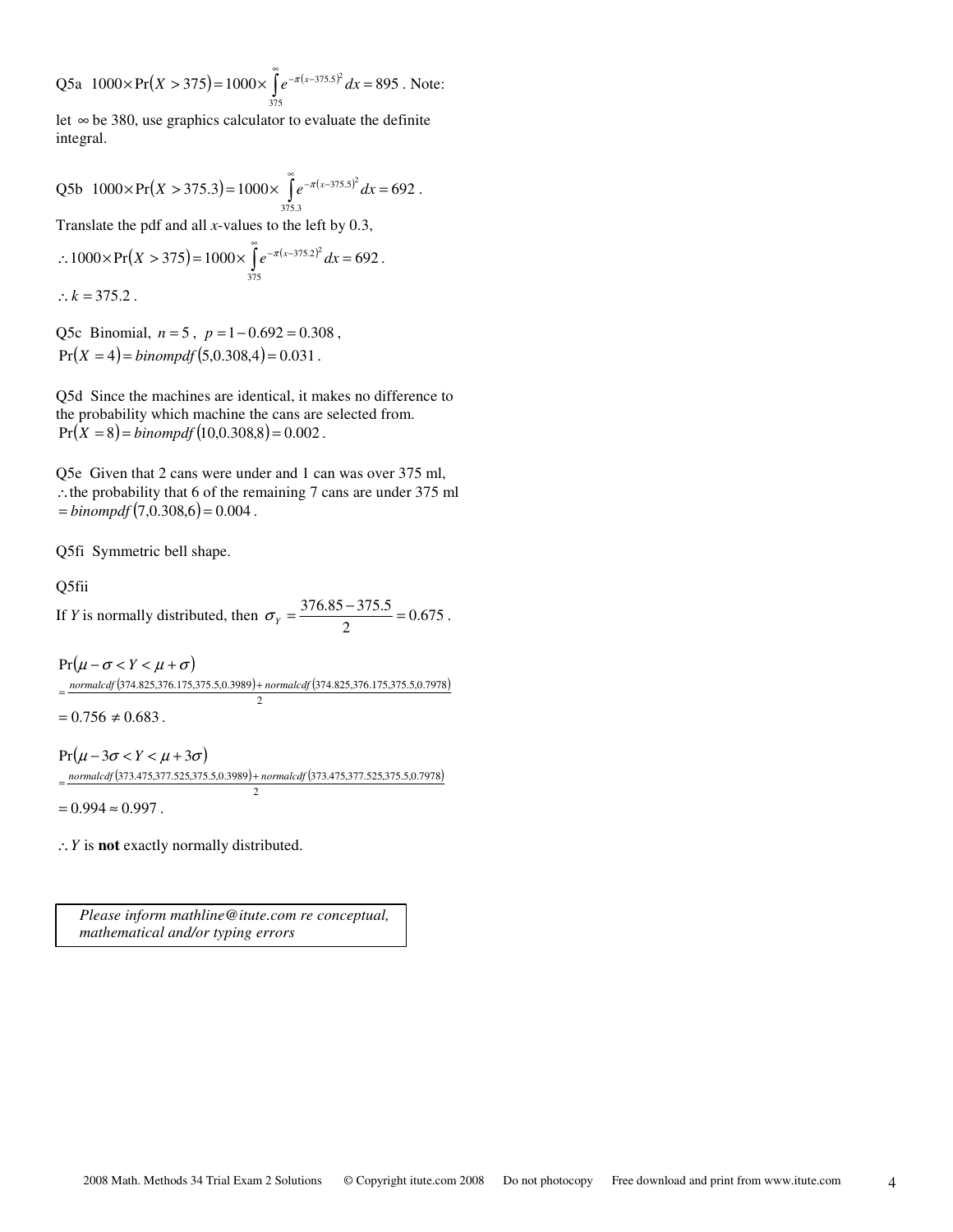Q5a $1000 \times \Pr(X > 375) = 1000 \times \int_{375}^{\infty} e^{-\pi(x-375.5)^2} dx = 895$. Note: let $\infty$ be 380, use graphics calculator to evaluate the definite integral.

Q5b $1000 \times \Pr(X > 375.3) = 1000 \times \int_{375.3}^{\infty} e^{-\pi(x-375.5)^2} dx = 692$.

Translate the pdf and all $x$-values to the left by 0.3,

$\therefore 1000 \times \Pr(X > 375) = 1000 \times \int_{375}^{\infty} e^{-\pi(x-375.2)^2} dx = 692$.

$\therefore k = 375.2$.

Q5c Binomial, $n = 5$, $p = 1 - 0.692 = 0.308$,

$\Pr(X = 4) = binompdf(5, 0.308, 4) = 0.031$.

Q5d Since the machines are identical, it makes no difference to the probability which machine the cans are selected from.

$\Pr(X = 8) = binompdf(10, 0.308, 8) = 0.002$.

Q5e Given that 2 cans were under and 1 can was over 375 ml, $\therefore$ the probability that 6 of the remaining 7 cans are under 375 ml $= binompdf(7, 0.308, 6) = 0.004$.

Q5fi Symmetric bell shape.

Q5fii

If $Y$ is normally distributed, then $\sigma_Y = \frac{376.85 - 375.5}{2} = 0.675$.

$\Pr(\mu - \sigma < Y < \mu + \sigma)$

$= \frac{normalcdf(374.825, 376.175, 375.5, 0.3989) + normalcdf(374.825, 376.175, 375.5, 0.7978)}{2}$

$= 0.756 \neq 0.683$.

$\Pr(\mu - 3\sigma < Y < \mu + 3\sigma)$

$= \frac{normalcdf(373.475, 377.525, 375.5, 0.3989) + normalcdf(373.475, 377.525, 375.5, 0.7978)}{2}$

$= 0.994 \approx 0.997$.

$\therefore Y$ is **not** exactly normally distributed.

*Please inform mathline@itute.com re conceptual, mathematical and/or typing errors*